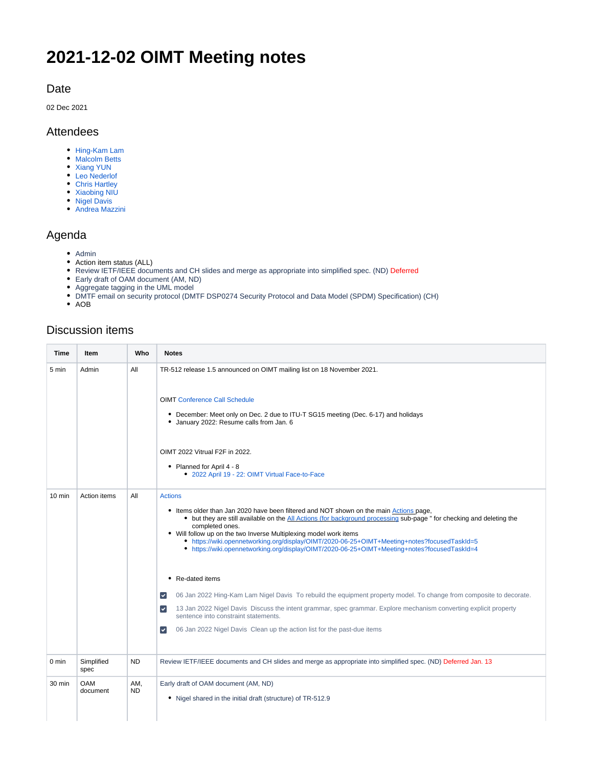# 2021-12-02 OIMT Meeting notes

## Date

02 Dec 2021

## Attendees

- Hing-Kam Lam
- Malcolm Betts
- Xiang YUN
- Leo Nederlof
- Chris Hartley
- Xiaobing NIU
- Nigel Davis
- Andrea Mazzini

## Agenda

- Admin
- Action item status (ALL)
- Review IETF/IEEE documents and CH slides and merge as appropriate into simplified spec. (ND) Deferred
- Early draft of OAM document (AM, ND)
- Aggregate tagging in the UML model
- DMTF email on security protocol (DMTF DSP0274 Security Protocol and Data Model (SPDM) Specification) (CH)
- AOB

## Discussion items

| Time | Item | Who | Notes |
|---|---|---|---|
| 5 min | Admin | All | TR-512 release 1.5 announced on OIMT mailing list on 18 November 2021.<br><br>OIMT Conference Call Schedule<br><br>- December: Meet only on Dec. 2 due to ITU-T SG15 meeting (Dec. 6-17) and holidays<br>- January 2022: Resume calls from Jan. 6<br><br>OIMT 2022 Vitrual F2F in 2022.<br><br>- Planned for April 4 - 8<br>  - 2022 April 19 - 22: OIMT Virtual Face-to-Face |
| 10 min | Action items | All | Actions<br><br>- Items older than Jan 2020 have been filtered and NOT shown on the main Actions page,<br>  - but they are still available on the All Actions (for background processing sub-page " for checking and deleting the completed ones.<br>- Will follow up on the two Inverse Multiplexing model work items<br>  - https://wiki.opennetworking.org/display/OIMT/2020-06-25+OIMT+Meeting+notes?focusedTaskId=5<br>  - https://wiki.opennetworking.org/display/OIMT/2020-06-25+OIMT+Meeting+notes?focusedTaskId=4<br><br>- Re-dated items<br><br>☑ 06 Jan 2022 Hing-Kam Lam Nigel Davis To rebuild the equipment property model. To change from composite to decorate.<br><br>☑ 13 Jan 2022 Nigel Davis Discuss the intent grammar, spec grammar. Explore mechanism converting explicit property sentence into constraint statements.<br><br>☑ 06 Jan 2022 Nigel Davis Clean up the action list for the past-due items |
| 0 min | Simplified spec | ND | Review IETF/IEEE documents and CH slides and merge as appropriate into simplified spec. (ND) Deferred Jan. 13 |
| 30 min | OAM document | AM, ND | Early draft of OAM document (AM, ND)<br><br>- Nigel shared in the initial draft (structure) of TR-512.9 |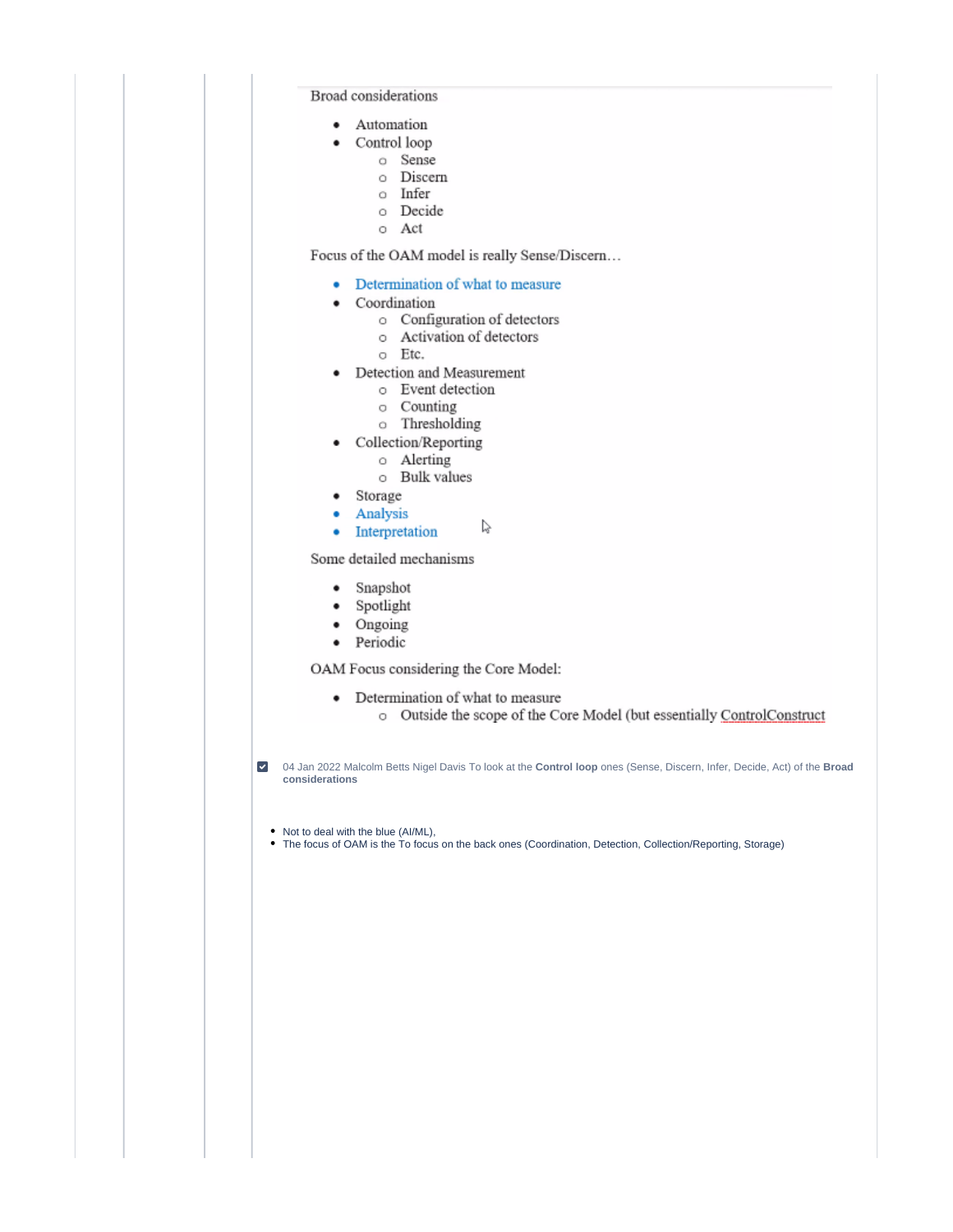Broad considerations

- Automation
- Control loop
  - Sense
  - Discern
  - Infer
  - Decide
  - Act

Focus of the OAM model is really Sense/Discern…

- Determination of what to measure
- Coordination
  - Configuration of detectors
  - Activation of detectors
  - Etc.
- Detection and Measurement
  - Event detection
  - Counting
  - Thresholding
- Collection/Reporting
  - Alerting
  - Bulk values
- Storage
- Analysis
- Interpretation

Some detailed mechanisms

- Snapshot
- Spotlight
- Ongoing
- Periodic

OAM Focus considering the Core Model:

- Determination of what to measure
  - Outside the scope of the Core Model (but essentially ControlConstruct

- [x] 04 Jan 2022 Malcolm Betts Nigel Davis To look at the **Control loop** ones (Sense, Discern, Infer, Decide, Act) of the **Broad considerations**

- Not to deal with the blue (AI/ML),
- The focus of OAM is the To focus on the back ones (Coordination, Detection, Collection/Reporting, Storage)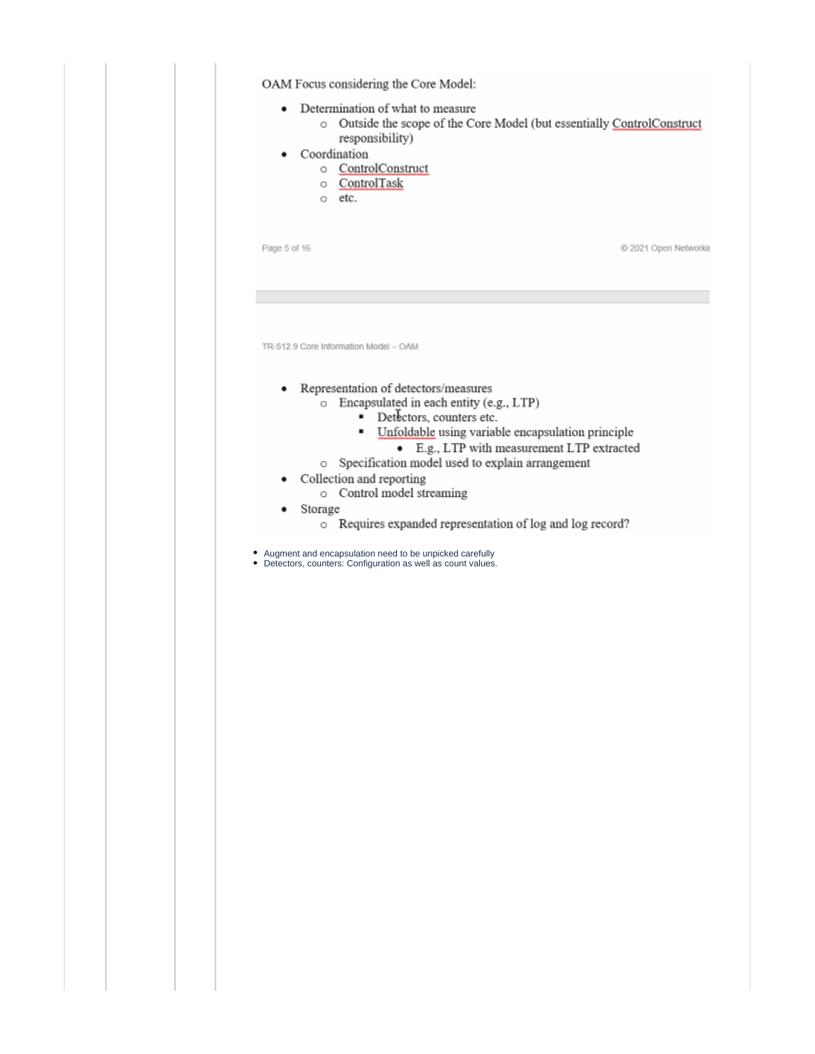OAM Focus considering the Core Model:

- Determination of what to measure
  - Outside the scope of the Core Model (but essentially ControlConstruct responsibility)
- Coordination
  - ControlConstruct
  - ControlTask
  - etc.

- Representation of detectors/measures
  - Encapsulated in each entity (e.g., LTP)
    - Detectors, counters etc.
    - Unfoldable using variable encapsulation principle
      - E.g., LTP with measurement LTP extracted
  - Specification model used to explain arrangement
- Collection and reporting
  - Control model streaming
- Storage
  - Requires expanded representation of log and log record?

- Augment and encapsulation need to be unpicked carefully
- Detectors, counters: Configuration as well as count values.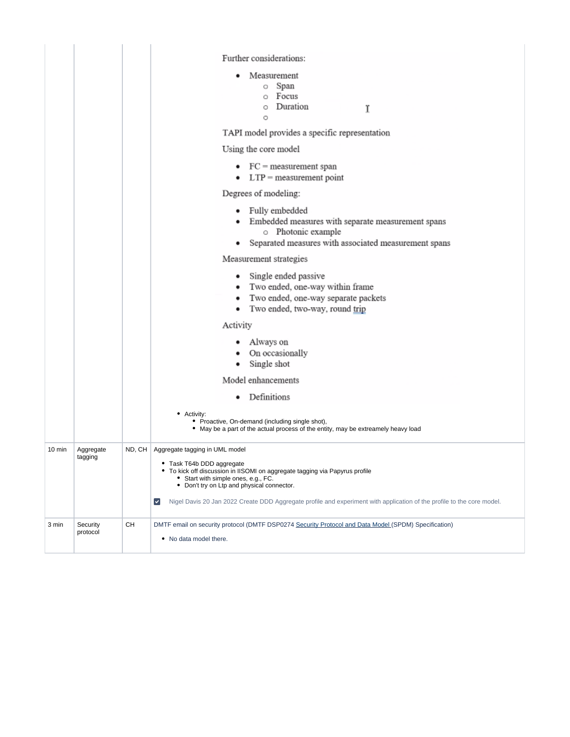| | | | Further considerations:<br><br>- Measurement<br>  - Span<br>  - Focus<br>  - Duration<br>  - <br><br>TAPI model provides a specific representation<br><br>Using the core model<br><br>- FC = measurement span<br>- LTP = measurement point<br><br>Degrees of modeling:<br><br>- Fully embedded<br>- Embedded measures with separate measurement spans<br>  - Photonic example<br>- Separated measures with associated measurement spans<br><br>Measurement strategies<br><br>- Single ended passive<br>- Two ended, one-way within frame<br>- Two ended, one-way separate packets<br>- Two ended, two-way, round trip<br><br>Activity<br><br>- Always on<br>- On occasionally<br>- Single shot<br><br>Model enhancements<br><br>- Definitions<br><br>- Activity:<br>  - Proactive, On-demand (including single shot),<br>  - May be a part of the actual process of the entity, may be extreamely heavy load |
|---|---|---|---|
| 10 min | Aggregate tagging | ND, CH | Aggregate tagging in UML model<br><br>- Task T64b DDD aggregate<br>- To kick off discussion in IISOMI on aggregate tagging via Papyrus profile<br>  - Start with simple ones, e.g., FC.<br>  - Don't try on Ltp and physical connector.<br><br>☑ Nigel Davis 20 Jan 2022 Create DDD Aggregate profile and experiment with application of the profile to the core model. |
| 3 min | Security protocol | CH | DMTF email on security protocol (DMTF DSP0274 Security Protocol and Data Model (SPDM) Specification)<br><br>- No data model there. |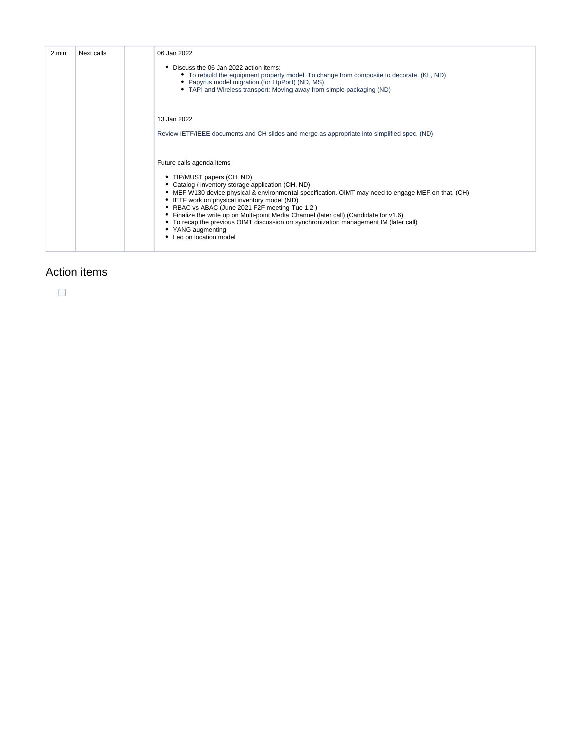| | | | |
|---|---|---|---|
| 2 min | Next calls | | 06 Jan 2022<br><br>• Discuss the 06 Jan 2022 action items:<br>&nbsp;&nbsp;• To rebuild the equipment property model. To change from composite to decorate. (KL, ND)<br>&nbsp;&nbsp;• Papyrus model migration (for LtpPort) (ND, MS)<br>&nbsp;&nbsp;• TAPI and Wireless transport: Moving away from simple packaging (ND)<br><br>13 Jan 2022<br><br>Review IETF/IEEE documents and CH slides and merge as appropriate into simplified spec. (ND)<br><br>Future calls agenda items<br><br>• TIP/MUST papers (CH, ND)<br>• Catalog / inventory storage application (CH, ND)<br>• MEF W130 device physical & environmental specification. OIMT may need to engage MEF on that. (CH)<br>• IETF work on physical inventory model (ND)<br>• RBAC vs ABAC (June 2021 F2F meeting Tue 1.2 )<br>• Finalize the write up on Multi-point Media Channel (later call) (Candidate for v1.6)<br>• To recap the previous OIMT discussion on synchronization management IM (later call)<br>• YANG augmenting<br>• Leo on location model |

## Action items

- [ ]